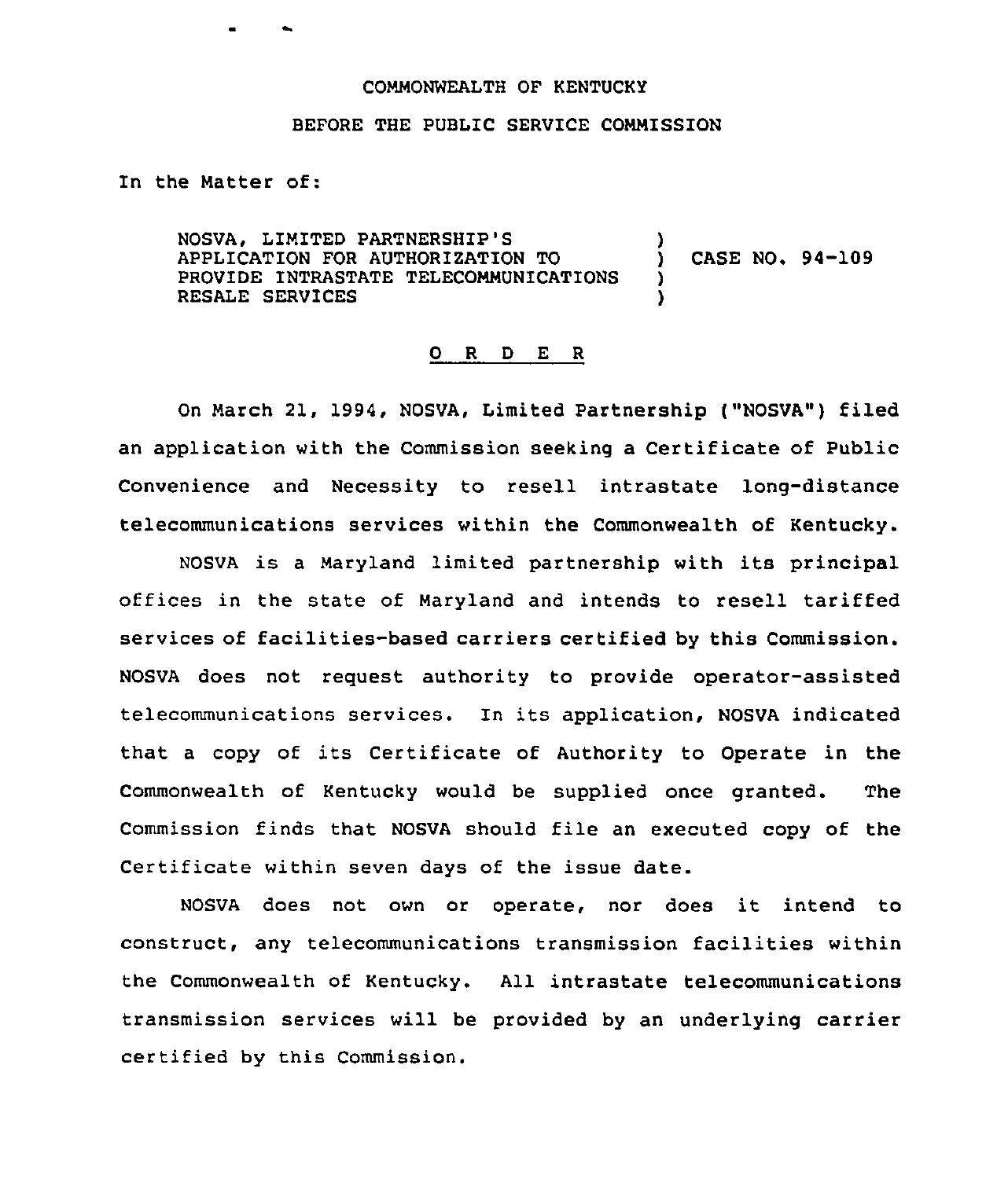COMMONWEALTH OF KENTUCKY

BEFORE THE PUBLIC SERVICE COMMISSION

In the Matter of:

| | | |
|---|---|---|
| NOSVA, LIMITED PARTNERSHIP'S APPLICATION FOR AUTHORIZATION TO PROVIDE INTRASTATE TELECOMMUNICATIONS RESALE SERVICES | ) ) ) ) | CASE NO. 94-109 |

## O R D E R

On March 21, 1994, NOSVA, Limited Partnership ("NOSVA") filed an application with the Commission seeking a Certificate of Public Convenience and Necessity to resell intrastate long-distance telecommunications services within the Commonwealth of Kentucky.

NOSVA is a Maryland limited partnership with its principal offices in the state of Maryland and intends to resell tariffed services of facilities-based carriers certified by this Commission. NOSVA does not request authority to provide operator-assisted telecommunications services. In its application, NOSVA indicated that a copy of its Certificate of Authority to Operate in the Commonwealth of Kentucky would be supplied once granted. The Commission finds that NOSVA should file an executed copy of the Certificate within seven days of the issue date.

NOSVA does not own or operate, nor does it intend to construct, any telecommunications transmission facilities within the Commonwealth of Kentucky. All intrastate telecommunications transmission services will be provided by an underlying carrier certified by this Commission.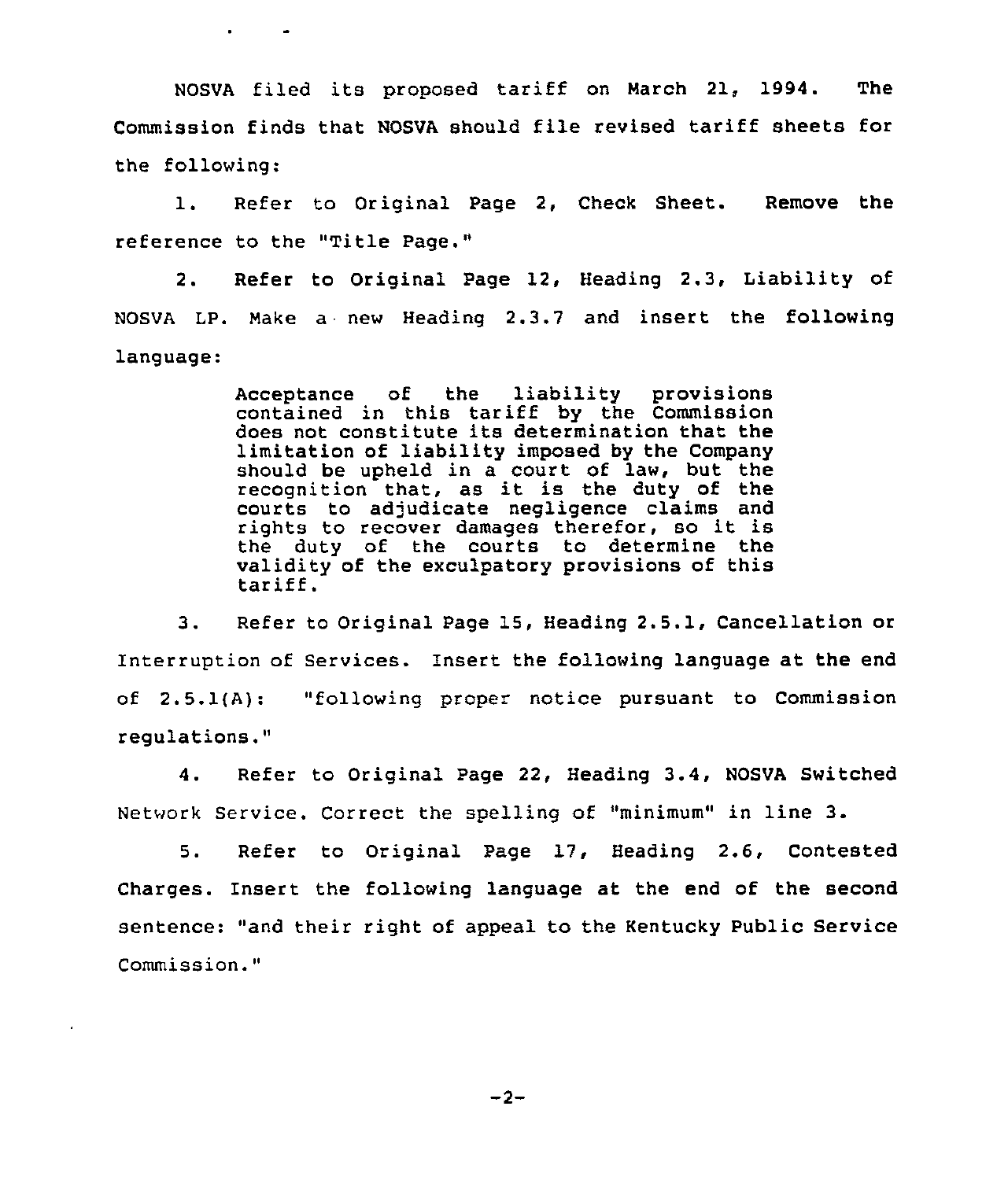NOSVA filed its proposed tariff on March 21, 1994. The Commission finds that NOSVA should file revised tariff sheets for the following:

1. Refer to Original Page 2, Check Sheet. Remove the reference to the "Title Page."

2. Refer to Original Page 12, Heading 2.3, Liability of NOSVA LP. Make a new Heading 2.3.7 and insert the following language:

> Acceptance of the liability provisions contained in this tariff by the Commission does not constitute its determination that the limitation of liability imposed by the Company should be upheld in a court of law, but the recognition that, as it is the duty of the courts to adjudicate negligence claims and rights to recover damages therefor, so it is the duty of the courts to determine the validity of the exculpatory provisions of this tariff.

3. Refer to Original Page 15, Heading 2.5.1, Cancellation or Interruption of Services. Insert the following language at the end of 2.5.1(A): "following proper notice pursuant to Commission regulations."

4. Refer to Original Page 22, Heading 3.4, NOSVA Switched Network Service. Correct the spelling of "minimum" in line 3.

5. Refer to Original Page 17, Heading 2.6, Contested Charges. Insert the following language at the end of the second sentence: "and their right of appeal to the Kentucky Public Service Commission."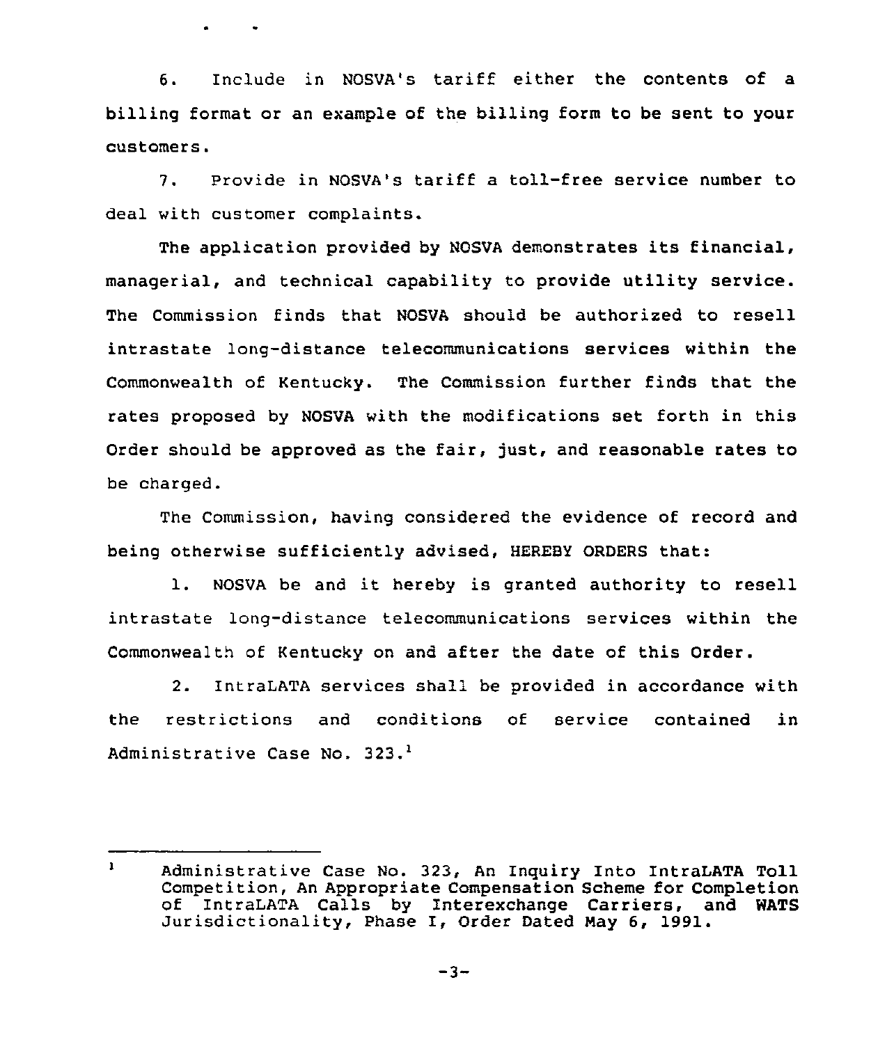6. Include in NOSVA's tariff either the contents of a billing format or an example of the billing form to be sent to your customers.

7. Provide in NOSVA's tariff a toll-free service number to deal with customer complaints.

The application provided by NOSVA demonstrates its financial, managerial, and technical capability to provide utility service. The Commission finds that NOSVA should be authorized to resell intrastate long-distance telecommunications services within the Commonwealth of Kentucky. The Commission further finds that the rates proposed by NOSVA with the modifications set forth in this Order should be approved as the fair, just, and reasonable rates to be charged.

The Commission, having considered the evidence of record and being otherwise sufficiently advised, HEREBY ORDERS that:

1. NOSVA be and it hereby is granted authority to resell intrastate long-distance telecommunications services within the Commonwealth of Kentucky on and after the date of this Order.

2. IntraLATA services shall be provided in accordance with the restrictions and conditions of service contained in Administrative Case No. 323.[1]

---

[1] Administrative Case No. 323, An Inquiry Into IntraLATA Toll Competition, An Appropriate Compensation Scheme for Completion of IntraLATA Calls by Interexchange Carriers, and WATS Jurisdictionality, Phase I, Order Dated May 6, 1991.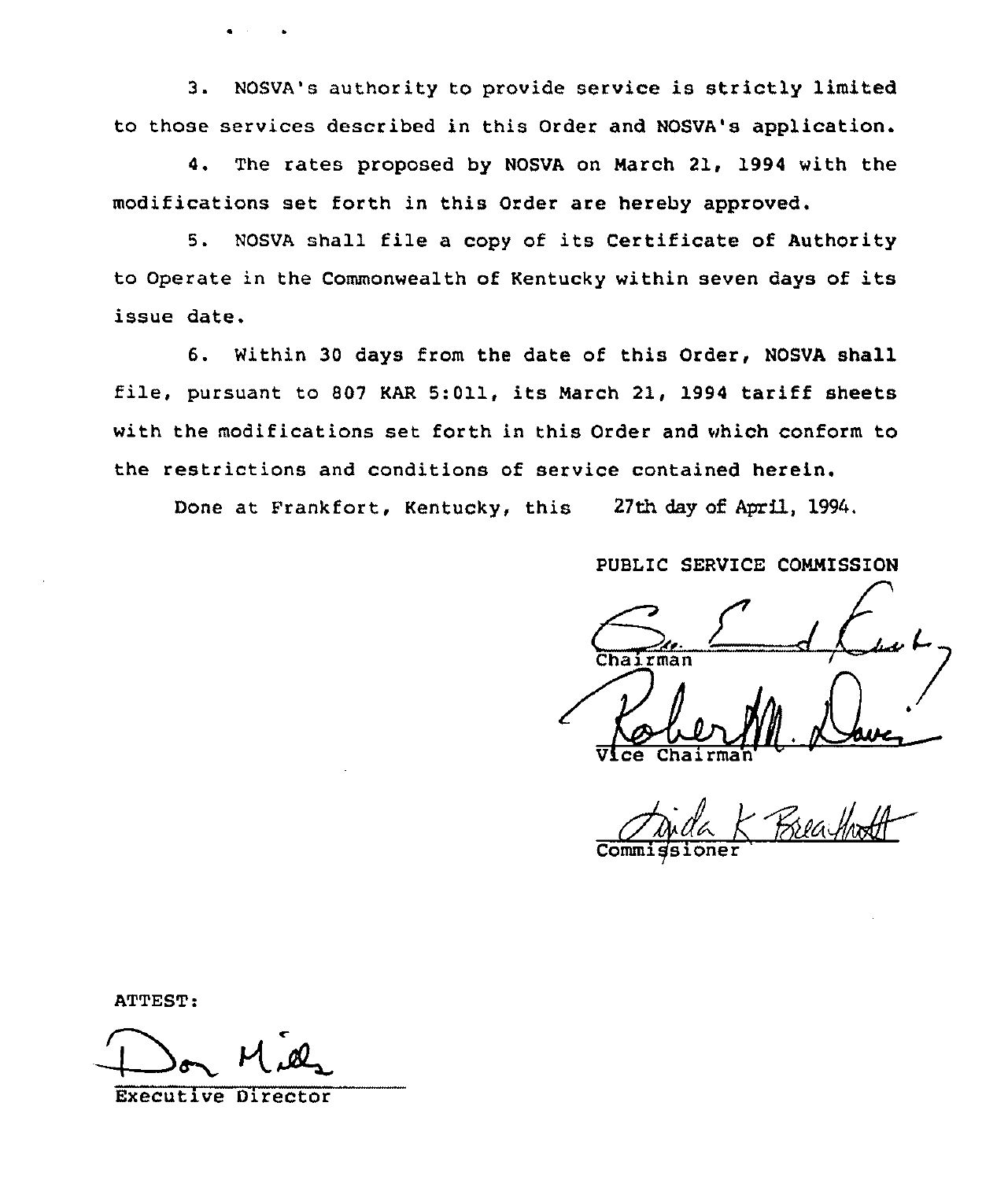3. NOSVA's authority to provide service is strictly limited to those services described in this Order and NOSVA's application.

4. The rates proposed by NOSVA on March 21, 1994 with the modifications set forth in this Order are hereby approved.

5. NOSVA shall file a copy of its Certificate of Authority to Operate in the Commonwealth of Kentucky within seven days of its issue date.

6. Within 30 days from the date of this Order, NOSVA shall file, pursuant to 807 KAR 5:011, its March 21, 1994 tariff sheets with the modifications set forth in this Order and which conform to the restrictions and conditions of service contained herein.

Done at Frankfort, Kentucky, this 27th day of April, 1994.

PUBLIC SERVICE COMMISSION

Chairman

Vice Chairman

Commissioner

ATTEST:

Executive Director